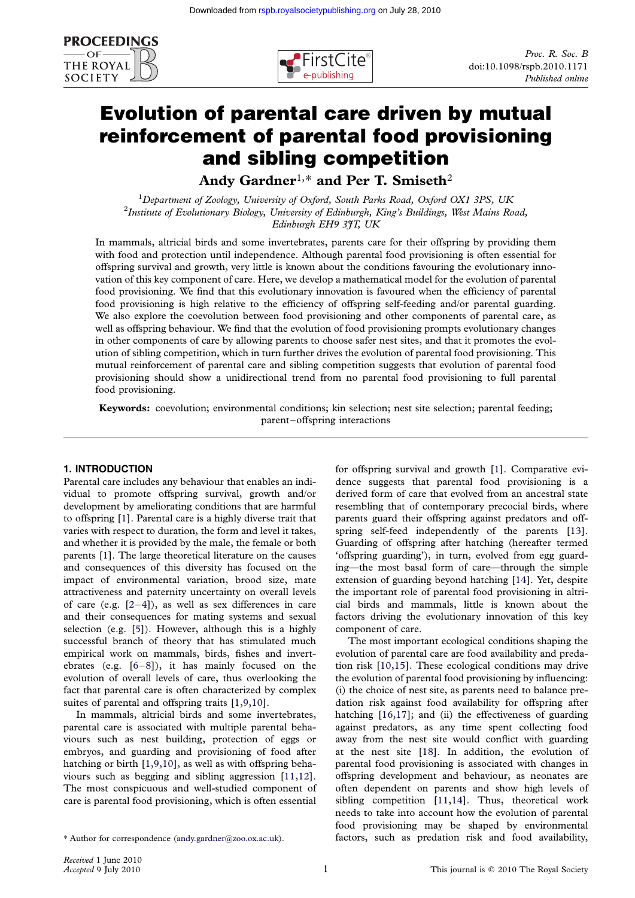# Evolution of parental care driven by mutual reinforcement of parental food provisioning and sibling competition

**Andy Gardner[1,*] and Per T. Smiseth[2]**

[1]*Department of Zoology, University of Oxford, South Parks Road, Oxford OX1 3PS, UK*
[2]*Institute of Evolutionary Biology, University of Edinburgh, King's Buildings, West Mains Road, Edinburgh EH9 3JT, UK*

In mammals, altricial birds and some invertebrates, parents care for their offspring by providing them with food and protection until independence. Although parental food provisioning is often essential for offspring survival and growth, very little is known about the conditions favouring the evolutionary innovation of this key component of care. Here, we develop a mathematical model for the evolution of parental food provisioning. We find that this evolutionary innovation is favoured when the efficiency of parental food provisioning is high relative to the efficiency of offspring self-feeding and/or parental guarding. We also explore the coevolution between food provisioning and other components of parental care, as well as offspring behaviour. We find that the evolution of food provisioning prompts evolutionary changes in other components of care by allowing parents to choose safer nest sites, and that it promotes the evolution of sibling competition, which in turn further drives the evolution of parental food provisioning. This mutual reinforcement of parental care and sibling competition suggests that evolution of parental food provisioning should show a unidirectional trend from no parental food provisioning to full parental food provisioning.

**Keywords:** coevolution; environmental conditions; kin selection; nest site selection; parental feeding; parent–offspring interactions

## 1. INTRODUCTION

Parental care includes any behaviour that enables an individual to promote offspring survival, growth and/or development by ameliorating conditions that are harmful to offspring [1]. Parental care is a highly diverse trait that varies with respect to duration, the form and level it takes, and whether it is provided by the male, the female or both parents [1]. The large theoretical literature on the causes and consequences of this diversity has focused on the impact of environmental variation, brood size, mate attractiveness and paternity uncertainty on overall levels of care (e.g. [2–4]), as well as sex differences in care and their consequences for mating systems and sexual selection (e.g. [5]). However, although this is a highly successful branch of theory that has stimulated much empirical work on mammals, birds, fishes and invertebrates (e.g. [6–8]), it has mainly focused on the evolution of overall levels of care, thus overlooking the fact that parental care is often characterized by complex suites of parental and offspring traits [1,9,10].

In mammals, altricial birds and some invertebrates, parental care is associated with multiple parental behaviours such as nest building, protection of eggs or embryos, and guarding and provisioning of food after hatching or birth [1,9,10], as well as with offspring behaviours such as begging and sibling aggression [11,12]. The most conspicuous and well-studied component of care is parental food provisioning, which is often essential for offspring survival and growth [1]. Comparative evidence suggests that parental food provisioning is a derived form of care that evolved from an ancestral state resembling that of contemporary precocial birds, where parents guard their offspring against predators and offspring self-feed independently of the parents [13]. Guarding of offspring after hatching (hereafter termed 'offspring guarding'), in turn, evolved from egg guarding—the most basal form of care—through the simple extension of guarding beyond hatching [14]. Yet, despite the important role of parental food provisioning in altricial birds and mammals, little is known about the factors driving the evolutionary innovation of this key component of care.

The most important ecological conditions shaping the evolution of parental care are food availability and predation risk [10,15]. These ecological conditions may drive the evolution of parental food provisioning by influencing: (i) the choice of nest site, as parents need to balance predation risk against food availability for offspring after hatching [16,17]; and (ii) the effectiveness of guarding against predators, as any time spent collecting food away from the nest site would conflict with guarding at the nest site [18]. In addition, the evolution of parental food provisioning is associated with changes in offspring development and behaviour, as neonates are often dependent on parents and show high levels of sibling competition [11,14]. Thus, theoretical work needs to take into account how the evolution of parental food provisioning may be shaped by environmental factors, such as predation risk and food availability,

\* Author for correspondence (andy.gardner@zoo.ox.ac.uk).

*Received* 1 June 2010
*Accepted* 9 July 2010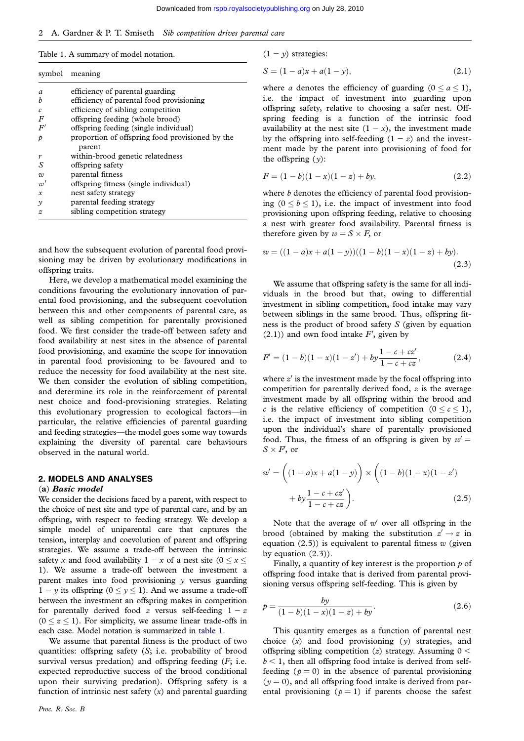Table 1. A summary of model notation.

| symbol | meaning |
|---|---|
| $a$ | efficiency of parental guarding |
| $b$ | efficiency of parental food provisioning |
| $c$ | efficiency of sibling competition |
| $F$ | offspring feeding (whole brood) |
| $F'$ | offspring feeding (single individual) |
| $p$ | proportion of offspring food provisioned by the parent |
| $r$ | within-brood genetic relatedness |
| $S$ | offspring safety |
| $w$ | parental fitness |
| $w'$ | offspring fitness (single individual) |
| $x$ | nest safety strategy |
| $y$ | parental feeding strategy |
| $z$ | sibling competition strategy |

and how the subsequent evolution of parental food provisioning may be driven by evolutionary modifications in offspring traits.

Here, we develop a mathematical model examining the conditions favouring the evolutionary innovation of parental food provisioning, and the subsequent coevolution between this and other components of parental care, as well as sibling competition for parentally provisioned food. We first consider the trade-off between safety and food availability at nest sites in the absence of parental food provisioning, and examine the scope for innovation in parental food provisioning to be favoured and to reduce the necessity for food availability at the nest site. We then consider the evolution of sibling competition, and determine its role in the reinforcement of parental nest choice and food-provisioning strategies. Relating this evolutionary progression to ecological factors—in particular, the relative efficiencies of parental guarding and feeding strategies—the model goes some way towards explaining the diversity of parental care behaviours observed in the natural world.

## 2. MODELS AND ANALYSES

### (a) *Basic model*

We consider the decisions faced by a parent, with respect to the choice of nest site and type of parental care, and by an offspring, with respect to feeding strategy. We develop a simple model of uniparental care that captures the tension, interplay and coevolution of parent and offspring strategies. We assume a trade-off between the intrinsic safety $x$ and food availability $1-x$ of a nest site ($0 \leq x \leq 1$). We assume a trade-off between the investment a parent makes into food provisioning $y$ versus guarding $1-y$ its offspring ($0 \leq y \leq 1$). And we assume a trade-off between the investment an offspring makes in competition for parentally derived food $z$ versus self-feeding $1-z$ ($0 \leq z \leq 1$). For simplicity, we assume linear trade-offs in each case. Model notation is summarized in table 1.

We assume that parental fitness is the product of two quantities: offspring safety ($S$; i.e. probability of brood survival versus predation) and offspring feeding ($F$; i.e. expected reproductive success of the brood conditional upon their surviving predation). Offspring safety is a function of intrinsic nest safety ($x$) and parental guarding ($1-y$) strategies:

$$S = (1-a)x + a(1-y), \tag{2.1}$$

where $a$ denotes the efficiency of guarding ($0 \leq a \leq 1$), i.e. the impact of investment into guarding upon offspring safety, relative to choosing a safer nest. Offspring feeding is a function of the intrinsic food availability at the nest site $(1-x)$, the investment made by the offspring into self-feeding $(1-z)$ and the investment made by the parent into provisioning of food for the offspring ($y$):

$$F = (1-b)(1-x)(1-z) + by, \tag{2.2}$$

where $b$ denotes the efficiency of parental food provisioning ($0 \leq b \leq 1$), i.e. the impact of investment into food provisioning upon offspring feeding, relative to choosing a nest with greater food availability. Parental fitness is therefore given by $w = S \times F$, or

$$w = ((1-a)x + a(1-y))((1-b)(1-x)(1-z) + by). \tag{2.3}$$

We assume that offspring safety is the same for all individuals in the brood but that, owing to differential investment in sibling competition, food intake may vary between siblings in the same brood. Thus, offspring fitness is the product of brood safety $S$ (given by equation (2.1)) and own food intake $F'$, given by

$$F' = (1-b)(1-x)(1-z') + by\frac{1-c+cz'}{1-c+cz}, \tag{2.4}$$

where $z'$ is the investment made by the focal offspring into competition for parentally derived food, $z$ is the average investment made by all offspring within the brood and $c$ is the relative efficiency of competition ($0 \leq c \leq 1$), i.e. the impact of investment into sibling competition upon the individual's share of parentally provisioned food. Thus, the fitness of an offspring is given by $w' = S \times F'$, or

$$w' = \Big((1-a)x + a(1-y)\Big) \times \Big((1-b)(1-x)(1-z') + by\frac{1-c+cz'}{1-c+cz}\Big). \tag{2.5}$$

Note that the average of $w'$ over all offspring in the brood (obtained by making the substitution $z' \rightarrow z$ in equation (2.5)) is equivalent to parental fitness $w$ (given by equation (2.3)).

Finally, a quantity of key interest is the proportion $p$ of offspring food intake that is derived from parental provisioning versus offspring self-feeding. This is given by

$$p = \frac{by}{(1-b)(1-x)(1-z) + by}. \tag{2.6}$$

This quantity emerges as a function of parental nest choice ($x$) and food provisioning ($y$) strategies, and offspring sibling competition ($z$) strategy. Assuming $0 < b < 1$, then all offspring food intake is derived from self-feeding ($p = 0$) in the absence of parental provisioning ($y = 0$), and all offspring food intake is derived from parental provisioning ($p = 1$) if parents choose the safest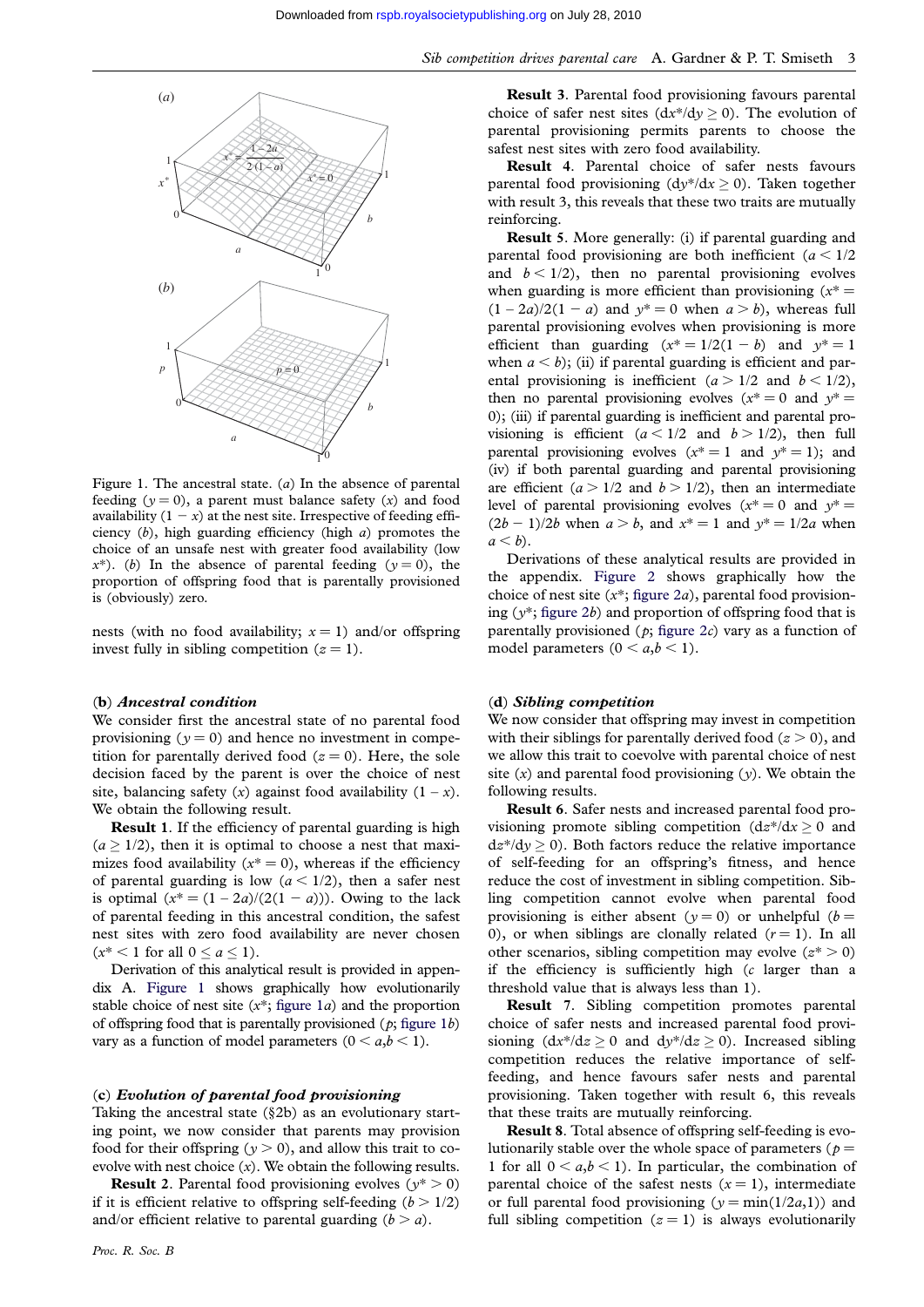Figure 1. The ancestral state. (*a*) In the absence of parental feeding ($y = 0$), a parent must balance safety ($x$) and food availability ($1 - x$) at the nest site. Irrespective of feeding efficiency ($b$), high guarding efficiency (high $a$) promotes the choice of an unsafe nest with greater food availability (low $x^*$). (*b*) In the absence of parental feeding ($y = 0$), the proportion of offspring food that is parentally provisioned is (obviously) zero.

nests (with no food availability; $x = 1$) and/or offspring invest fully in sibling competition ($z = 1$).

### (b) *Ancestral condition*

We consider first the ancestral state of no parental food provisioning ($y = 0$) and hence no investment in competition for parentally derived food ($z = 0$). Here, the sole decision faced by the parent is over the choice of nest site, balancing safety ($x$) against food availability ($1 - x$). We obtain the following result.

**Result 1**. If the efficiency of parental guarding is high ($a \geq 1/2$), then it is optimal to choose a nest that maximizes food availability ($x^* = 0$), whereas if the efficiency of parental guarding is low ($a < 1/2$), then a safer nest is optimal ($x^* = (1 - 2a)/(2(1 - a))$). Owing to the lack of parental feeding in this ancestral condition, the safest nest sites with zero food availability are never chosen ($x^* < 1$ for all $0 \leq a \leq 1$).

Derivation of this analytical result is provided in appendix A. Figure 1 shows graphically how evolutionarily stable choice of nest site ($x^*$; figure 1*a*) and the proportion of offspring food that is parentally provisioned ($p$; figure 1*b*) vary as a function of model parameters ($0 < a,b < 1$).

### (c) *Evolution of parental food provisioning*

Taking the ancestral state (§2b) as an evolutionary starting point, we now consider that parents may provision food for their offspring ($y > 0$), and allow this trait to coevolve with nest choice ($x$). We obtain the following results.

**Result 2**. Parental food provisioning evolves ($y^* > 0$) if it is efficient relative to offspring self-feeding ($b > 1/2$) and/or efficient relative to parental guarding ($b > a$).

**Result 3**. Parental food provisioning favours parental choice of safer nest sites ($dx^*/dy \geq 0$). The evolution of parental provisioning permits parents to choose the safest nest sites with zero food availability.

**Result 4**. Parental choice of safer nests favours parental food provisioning ($dy^*/dx \geq 0$). Taken together with result 3, this reveals that these two traits are mutually reinforcing.

**Result 5**. More generally: (i) if parental guarding and parental food provisioning are both inefficient ($a < 1/2$ and $b < 1/2$), then no parental provisioning evolves when guarding is more efficient than provisioning ($x^* = (1 - 2a)/2(1 - a)$ and $y^* = 0$ when $a > b$), whereas full parental provisioning evolves when provisioning is more efficient than guarding ($x^* = 1/2(1 - b)$ and $y^* = 1$ when $a < b$); (ii) if parental guarding is efficient and parental provisioning is inefficient ($a > 1/2$ and $b < 1/2$), then no parental provisioning evolves ($x^* = 0$ and $y^* = 0$); (iii) if parental guarding is inefficient and parental provisioning is efficient ($a < 1/2$ and $b > 1/2$), then full parental provisioning evolves ($x^* = 1$ and $y^* = 1$); and (iv) if both parental guarding and parental provisioning are efficient ($a > 1/2$ and $b > 1/2$), then an intermediate level of parental provisioning evolves ($x^* = 0$ and $y^* = (2b - 1)/2b$ when $a > b$, and $x^* = 1$ and $y^* = 1/2a$ when $a < b$).

Derivations of these analytical results are provided in the appendix. Figure 2 shows graphically how the choice of nest site ($x^*$; figure 2*a*), parental food provisioning ($y^*$; figure 2*b*) and proportion of offspring food that is parentally provisioned ($p$; figure 2*c*) vary as a function of model parameters ($0 < a,b < 1$).

### (d) *Sibling competition*

We now consider that offspring may invest in competition with their siblings for parentally derived food ($z > 0$), and we allow this trait to coevolve with parental choice of nest site ($x$) and parental food provisioning ($y$). We obtain the following results.

**Result 6**. Safer nests and increased parental food provisioning promote sibling competition ($dz^*/dx \geq 0$ and $dz^*/dy \geq 0$). Both factors reduce the relative importance of self-feeding for an offspring's fitness, and hence reduce the cost of investment in sibling competition. Sibling competition cannot evolve when parental food provisioning is either absent ($y = 0$) or unhelpful ($b = 0$), or when siblings are clonally related ($r = 1$). In all other scenarios, sibling competition may evolve ($z^* > 0$) if the efficiency is sufficiently high ($c$ larger than a threshold value that is always less than 1).

**Result 7**. Sibling competition promotes parental choice of safer nests and increased parental food provisioning ($dx^*/dz \geq 0$ and $dy^*/dz \geq 0$). Increased sibling competition reduces the relative importance of self-feeding, and hence favours safer nests and parental provisioning. Taken together with result 6, this reveals that these traits are mutually reinforcing.

**Result 8**. Total absence of offspring self-feeding is evolutionarily stable over the whole space of parameters ($p = 1$ for all $0 < a,b < 1$). In particular, the combination of parental choice of the safest nests ($x = 1$), intermediate or full parental food provisioning ($y = \min(1/2a,1)$) and full sibling competition ($z = 1$) is always evolutionarily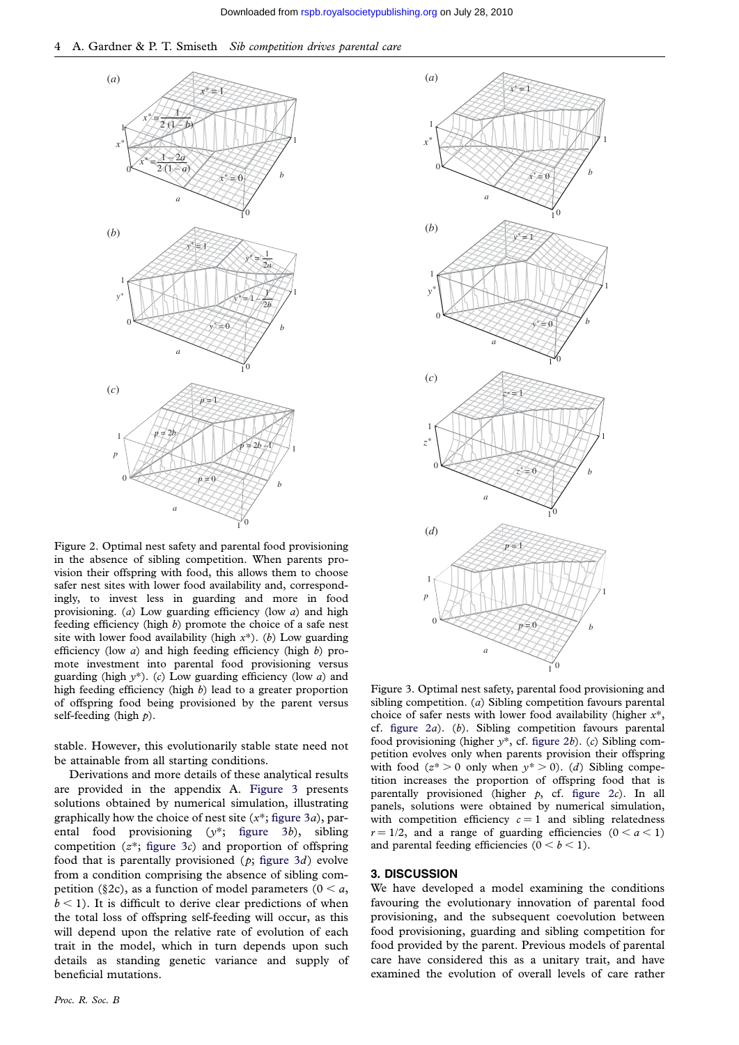Figure 2. Optimal nest safety and parental food provisioning in the absence of sibling competition. When parents provision their offspring with food, this allows them to choose safer nest sites with lower food availability and, correspondingly, to invest less in guarding and more in food provisioning. (*a*) Low guarding efficiency (low $a$) and high feeding efficiency (high $b$) promote the choice of a safe nest site with lower food availability (high $x^*$). (*b*) Low guarding efficiency (low $a$) and high feeding efficiency (high $b$) promote investment into parental food provisioning versus guarding (high $y^*$). (*c*) Low guarding efficiency (low $a$) and high feeding efficiency (high $b$) lead to a greater proportion of offspring food being provisioned by the parent versus self-feeding (high $p$).

Figure 3. Optimal nest safety, parental food provisioning and sibling competition. (*a*) Sibling competition favours parental choice of safer nests with lower food availability (higher $x^*$, cf. figure 2*a*). (*b*). Sibling competition favours parental food provisioning (higher $y^*$, cf. figure 2*b*). (*c*) Sibling competition evolves only when parents provision their offspring with food ($z^* > 0$ only when $y^* > 0$). (*d*) Sibling competition increases the proportion of offspring food that is parentally provisioned (higher $p$, cf. figure 2*c*). In all panels, solutions were obtained by numerical simulation, with competition efficiency $c = 1$ and sibling relatedness $r = 1/2$, and a range of guarding efficiencies ($0 < a < 1$) and parental feeding efficiencies ($0 < b < 1$).

stable. However, this evolutionarily stable state need not be attainable from all starting conditions.

Derivations and more details of these analytical results are provided in the appendix A. Figure 3 presents solutions obtained by numerical simulation, illustrating graphically how the choice of nest site ($x^*$; figure 3*a*), parental food provisioning ($y^*$; figure 3*b*), sibling competition ($z^*$; figure 3*c*) and proportion of offspring food that is parentally provisioned ($p$; figure 3*d*) evolve from a condition comprising the absence of sibling competition (§2c), as a function of model parameters ($0 < a$, $b < 1$). It is difficult to derive clear predictions of when the total loss of offspring self-feeding will occur, as this will depend upon the relative rate of evolution of each trait in the model, which in turn depends upon such details as standing genetic variance and supply of beneficial mutations.

## 3. DISCUSSION

We have developed a model examining the conditions favouring the evolutionary innovation of parental food provisioning, and the subsequent coevolution between food provisioning, guarding and sibling competition for food provided by the parent. Previous models of parental care have considered this as a unitary trait, and have examined the evolution of overall levels of care rather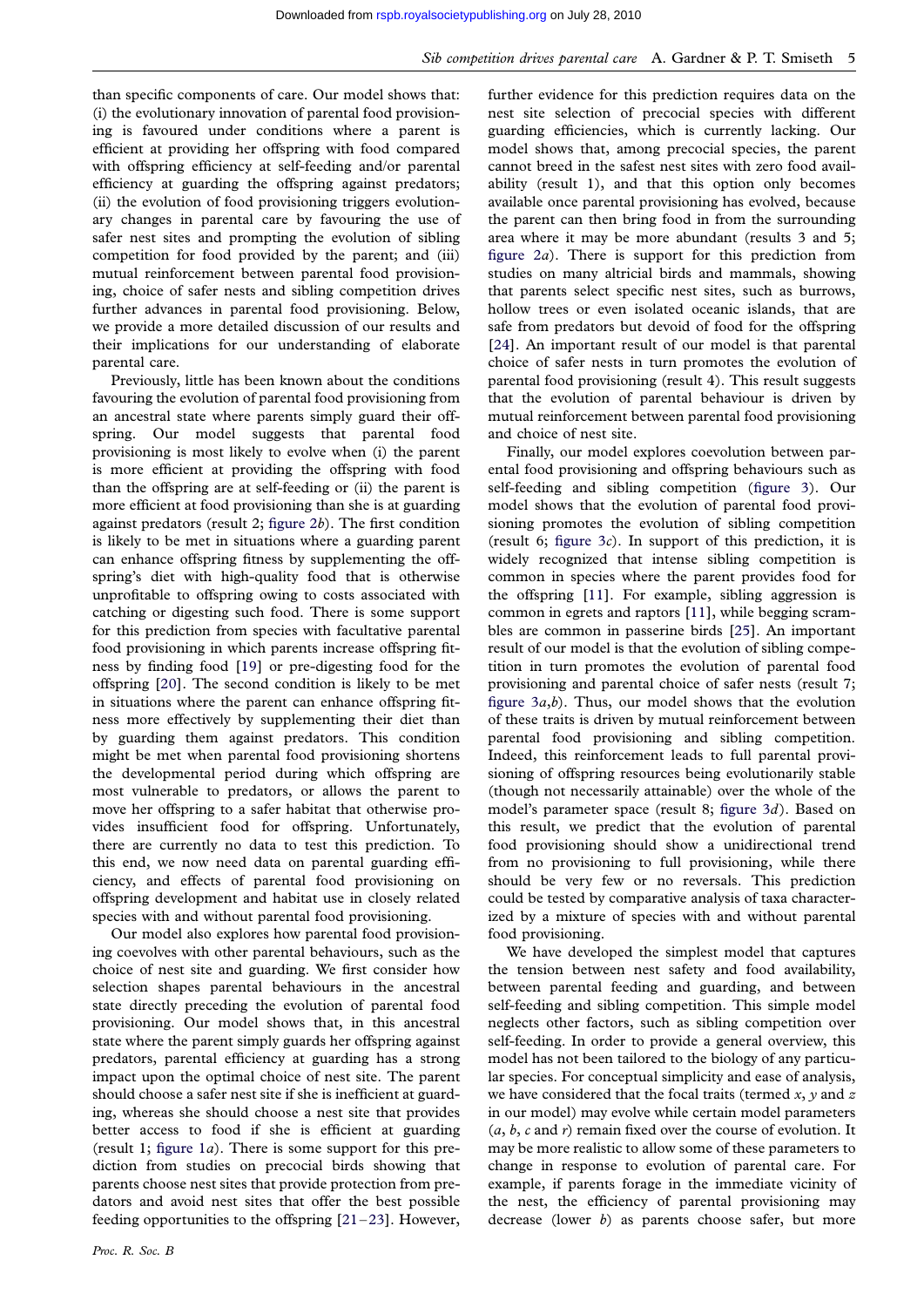than specific components of care. Our model shows that: (i) the evolutionary innovation of parental food provisioning is favoured under conditions where a parent is efficient at providing her offspring with food compared with offspring efficiency at self-feeding and/or parental efficiency at guarding the offspring against predators; (ii) the evolution of food provisioning triggers evolutionary changes in parental care by favouring the use of safer nest sites and prompting the evolution of sibling competition for food provided by the parent; and (iii) mutual reinforcement between parental food provisioning, choice of safer nests and sibling competition drives further advances in parental food provisioning. Below, we provide a more detailed discussion of our results and their implications for our understanding of elaborate parental care.

Previously, little has been known about the conditions favouring the evolution of parental food provisioning from an ancestral state where parents simply guard their offspring. Our model suggests that parental food provisioning is most likely to evolve when (i) the parent is more efficient at providing the offspring with food than the offspring are at self-feeding or (ii) the parent is more efficient at food provisioning than she is at guarding against predators (result 2; figure 2*b*). The first condition is likely to be met in situations where a guarding parent can enhance offspring fitness by supplementing the offspring's diet with high-quality food that is otherwise unprofitable to offspring owing to costs associated with catching or digesting such food. There is some support for this prediction from species with facultative parental food provisioning in which parents increase offspring fitness by finding food [19] or pre-digesting food for the offspring [20]. The second condition is likely to be met in situations where the parent can enhance offspring fitness more effectively by supplementing their diet than by guarding them against predators. This condition might be met when parental food provisioning shortens the developmental period during which offspring are most vulnerable to predators, or allows the parent to move her offspring to a safer habitat that otherwise provides insufficient food for offspring. Unfortunately, there are currently no data to test this prediction. To this end, we now need data on parental guarding efficiency, and effects of parental food provisioning on offspring development and habitat use in closely related species with and without parental food provisioning.

Our model also explores how parental food provisioning coevolves with other parental behaviours, such as the choice of nest site and guarding. We first consider how selection shapes parental behaviours in the ancestral state directly preceding the evolution of parental food provisioning. Our model shows that, in this ancestral state where the parent simply guards her offspring against predators, parental efficiency at guarding has a strong impact upon the optimal choice of nest site. The parent should choose a safer nest site if she is inefficient at guarding, whereas she should choose a nest site that provides better access to food if she is efficient at guarding (result 1; figure 1*a*). There is some support for this prediction from studies on precocial birds showing that parents choose nest sites that provide protection from predators and avoid nest sites that offer the best possible feeding opportunities to the offspring [21–23]. However, further evidence for this prediction requires data on the nest site selection of precocial species with different guarding efficiencies, which is currently lacking. Our model shows that, among precocial species, the parent cannot breed in the safest nest sites with zero food availability (result 1), and that this option only becomes available once parental provisioning has evolved, because the parent can then bring food in from the surrounding area where it may be more abundant (results 3 and 5; figure 2*a*). There is support for this prediction from studies on many altricial birds and mammals, showing that parents select specific nest sites, such as burrows, hollow trees or even isolated oceanic islands, that are safe from predators but devoid of food for the offspring [24]. An important result of our model is that parental choice of safer nests in turn promotes the evolution of parental food provisioning (result 4). This result suggests that the evolution of parental behaviour is driven by mutual reinforcement between parental food provisioning and choice of nest site.

Finally, our model explores coevolution between parental food provisioning and offspring behaviours such as self-feeding and sibling competition (figure 3). Our model shows that the evolution of parental food provisioning promotes the evolution of sibling competition (result 6; figure 3*c*). In support of this prediction, it is widely recognized that intense sibling competition is common in species where the parent provides food for the offspring [11]. For example, sibling aggression is common in egrets and raptors [11], while begging scrambles are common in passerine birds [25]. An important result of our model is that the evolution of sibling competition in turn promotes the evolution of parental food provisioning and parental choice of safer nests (result 7; figure 3*a*,*b*). Thus, our model shows that the evolution of these traits is driven by mutual reinforcement between parental food provisioning and sibling competition. Indeed, this reinforcement leads to full parental provisioning of offspring resources being evolutionarily stable (though not necessarily attainable) over the whole of the model's parameter space (result 8; figure 3*d*). Based on this result, we predict that the evolution of parental food provisioning should show a unidirectional trend from no provisioning to full provisioning, while there should be very few or no reversals. This prediction could be tested by comparative analysis of taxa characterized by a mixture of species with and without parental food provisioning.

We have developed the simplest model that captures the tension between nest safety and food availability, between parental feeding and guarding, and between self-feeding and sibling competition. This simple model neglects other factors, such as sibling competition over self-feeding. In order to provide a general overview, this model has not been tailored to the biology of any particular species. For conceptual simplicity and ease of analysis, we have considered that the focal traits (termed $x$, $y$ and $z$ in our model) may evolve while certain model parameters ($a$, $b$, $c$ and $r$) remain fixed over the course of evolution. It may be more realistic to allow some of these parameters to change in response to evolution of parental care. For example, if parents forage in the immediate vicinity of the nest, the efficiency of parental provisioning may decrease (lower $b$) as parents choose safer, but more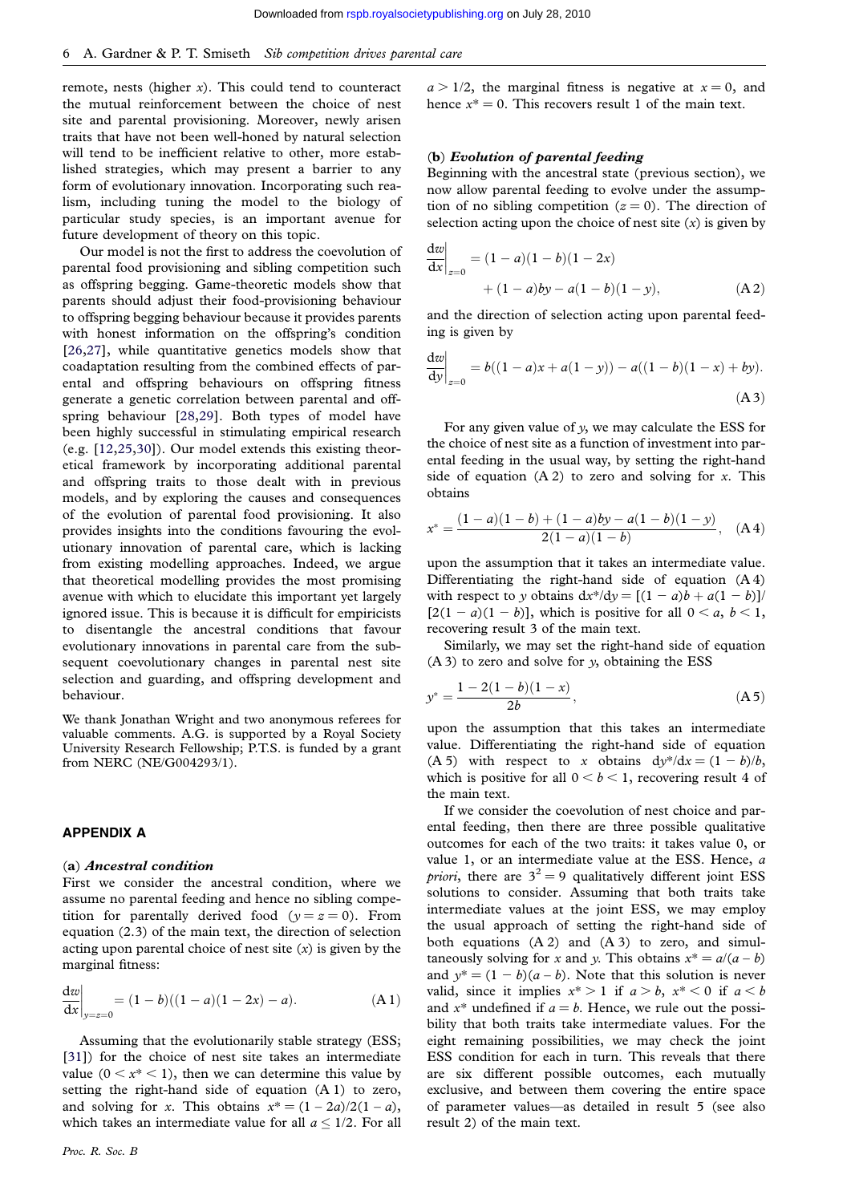remote, nests (higher $x$). This could tend to counteract the mutual reinforcement between the choice of nest site and parental provisioning. Moreover, newly arisen traits that have not been well-honed by natural selection will tend to be inefficient relative to other, more established strategies, which may present a barrier to any form of evolutionary innovation. Incorporating such realism, including tuning the model to the biology of particular study species, is an important avenue for future development of theory on this topic.

Our model is not the first to address the coevolution of parental food provisioning and sibling competition such as offspring begging. Game-theoretic models show that parents should adjust their food-provisioning behaviour to offspring begging behaviour because it provides parents with honest information on the offspring's condition [26,27], while quantitative genetics models show that coadaptation resulting from the combined effects of parental and offspring behaviours on offspring fitness generate a genetic correlation between parental and offspring behaviour [28,29]. Both types of model have been highly successful in stimulating empirical research (e.g. [12,25,30]). Our model extends this existing theoretical framework by incorporating additional parental and offspring traits to those dealt with in previous models, and by exploring the causes and consequences of the evolution of parental food provisioning. It also provides insights into the conditions favouring the evolutionary innovation of parental care, which is lacking from existing modelling approaches. Indeed, we argue that theoretical modelling provides the most promising avenue with which to elucidate this important yet largely ignored issue. This is because it is difficult for empiricists to disentangle the ancestral conditions that favour evolutionary innovations in parental care from the subsequent coevolutionary changes in parental nest site selection and guarding, and offspring development and behaviour.

We thank Jonathan Wright and two anonymous referees for valuable comments. A.G. is supported by a Royal Society University Research Fellowship; P.T.S. is funded by a grant from NERC (NE/G004293/1).

## APPENDIX A

### (a) *Ancestral condition*

First we consider the ancestral condition, where we assume no parental feeding and hence no sibling competition for parentally derived food ($y = z = 0$). From equation (2.3) of the main text, the direction of selection acting upon parental choice of nest site ($x$) is given by the marginal fitness:

$$\left.\frac{\mathrm{d}w}{\mathrm{d}x}\right|_{y=z=0} = (1-b)((1-a)(1-2x)-a). \tag{A 1}$$

Assuming that the evolutionarily stable strategy (ESS; [31]) for the choice of nest site takes an intermediate value ($0 < x^* < 1$), then we can determine this value by setting the right-hand side of equation (A 1) to zero, and solving for $x$. This obtains $x^* = (1-2a)/2(1-a)$, which takes an intermediate value for all $a \leq 1/2$. For all $a > 1/2$, the marginal fitness is negative at $x = 0$, and hence $x^* = 0$. This recovers result 1 of the main text.

### (b) *Evolution of parental feeding*

Beginning with the ancestral state (previous section), we now allow parental feeding to evolve under the assumption of no sibling competition ($z = 0$). The direction of selection acting upon the choice of nest site ($x$) is given by

$$\left.\frac{\mathrm{d}w}{\mathrm{d}x}\right|_{z=0} = (1-a)(1-b)(1-2x) + (1-a)by - a(1-b)(1-y), \tag{A 2}$$

and the direction of selection acting upon parental feeding is given by

$$\left.\frac{\mathrm{d}w}{\mathrm{d}y}\right|_{z=0} = b((1-a)x + a(1-y)) - a((1-b)(1-x) + by). \tag{A 3}$$

For any given value of $y$, we may calculate the ESS for the choice of nest site as a function of investment into parental feeding in the usual way, by setting the right-hand side of equation (A 2) to zero and solving for $x$. This obtains

$$x^* = \frac{(1-a)(1-b) + (1-a)by - a(1-b)(1-y)}{2(1-a)(1-b)}, \tag{A 4}$$

upon the assumption that it takes an intermediate value. Differentiating the right-hand side of equation (A 4) with respect to $y$ obtains $\mathrm{d}x^*/\mathrm{d}y = [(1-a)b + a(1-b)]/[2(1-a)(1-b)]$, which is positive for all $0 < a$, $b < 1$, recovering result 3 of the main text.

Similarly, we may set the right-hand side of equation (A 3) to zero and solve for $y$, obtaining the ESS

$$y^* = \frac{1 - 2(1-b)(1-x)}{2b}, \tag{A 5}$$

upon the assumption that this takes an intermediate value. Differentiating the right-hand side of equation (A 5) with respect to $x$ obtains $\mathrm{d}y^*/\mathrm{d}x = (1-b)/b$, which is positive for all $0 < b < 1$, recovering result 4 of the main text.

If we consider the coevolution of nest choice and parental feeding, then there are three possible qualitative outcomes for each of the two traits: it takes value 0, or value 1, or an intermediate value at the ESS. Hence, *a priori*, there are $3^2 = 9$ qualitatively different joint ESS solutions to consider. Assuming that both traits take intermediate values at the joint ESS, we may employ the usual approach of setting the right-hand side of both equations (A 2) and (A 3) to zero, and simultaneously solving for $x$ and $y$. This obtains $x^* = a/(a-b)$ and $y^* = (1-b)/(a-b)$. Note that this solution is never valid, since it implies $x^* > 1$ if $a > b$, $x^* < 0$ if $a < b$ and $x^*$ undefined if $a = b$. Hence, we rule out the possibility that both traits take intermediate values. For the eight remaining possibilities, we may check the joint ESS condition for each in turn. This reveals that there are six different possible outcomes, each mutually exclusive, and between them covering the entire space of parameter values—as detailed in result 5 (see also result 2) of the main text.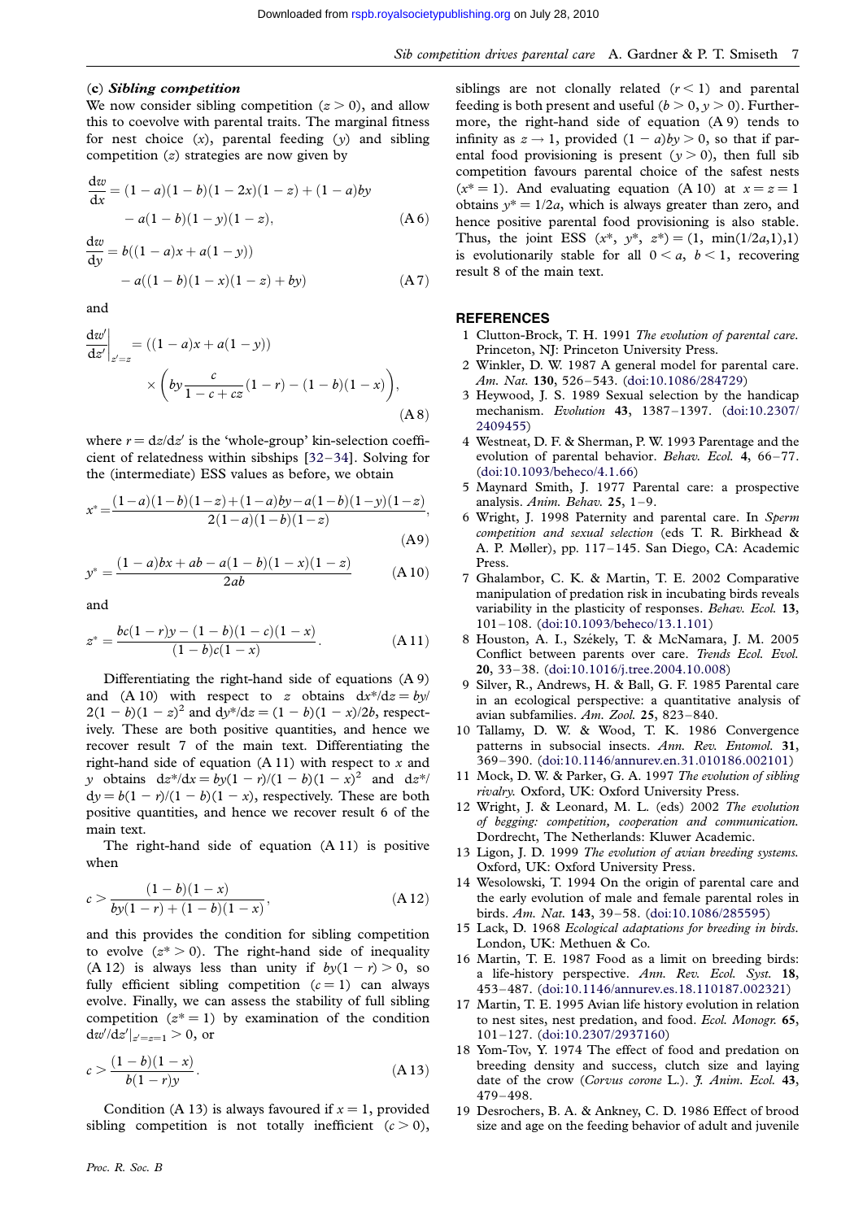### (c) *Sibling competition*

We now consider sibling competition ($z > 0$), and allow this to coevolve with parental traits. The marginal fitness for nest choice ($x$), parental feeding ($y$) and sibling competition ($z$) strategies are now given by

$$\frac{dw}{dx} = (1-a)(1-b)(1-2x)(1-z) + (1-a)by - a(1-b)(1-y)(1-z), \tag{A 6}$$

$$\frac{dw}{dy} = b((1-a)x + a(1-y)) - a((1-b)(1-x)(1-z) + by) \tag{A 7}$$

and

$$\left.\frac{dw'}{dz'}\right|_{z'=z} = ((1-a)x + a(1-y)) \times \left(by\frac{c}{1-c+cz}(1-r) - (1-b)(1-x)\right), \tag{A 8}$$

where $r = dz/dz'$ is the 'whole-group' kin-selection coefficient of relatedness within sibships [32–34]. Solving for the (intermediate) ESS values as before, we obtain

$$x^* = \frac{(1-a)(1-b)(1-z) + (1-a)by - a(1-b)(1-y)(1-z)}{2(1-a)(1-b)(1-z)}, \tag{A 9}$$

$$y^* = \frac{(1-a)bx + ab - a(1-b)(1-x)(1-z)}{2ab} \tag{A 10}$$

and

$$z^* = \frac{bc(1-r)y - (1-b)(1-c)(1-x)}{(1-b)c(1-x)}. \tag{A 11}$$

Differentiating the right-hand side of equations (A 9) and (A 10) with respect to $z$ obtains $dx^*/dz = by/2(1-b)(1-z)^2$ and $dy^*/dz = (1-b)(1-x)/2b$, respectively. These are both positive quantities, and hence we recover result 7 of the main text. Differentiating the right-hand side of equation (A 11) with respect to $x$ and $y$ obtains $dz^*/dx = by(1-r)/(1-b)(1-x)^2$ and $dz^*/dy = b(1-r)/(1-b)(1-x)$, respectively. These are both positive quantities, and hence we recover result 6 of the main text.

The right-hand side of equation (A 11) is positive when

$$c > \frac{(1-b)(1-x)}{by(1-r) + (1-b)(1-x)}, \tag{A 12}$$

and this provides the condition for sibling competition to evolve ($z^* > 0$). The right-hand side of inequality (A 12) is always less than unity if $by(1-r) > 0$, so fully efficient sibling competition ($c = 1$) can always evolve. Finally, we can assess the stability of full sibling competition ($z^* = 1$) by examination of the condition $dw'/dz'|_{z'=z=1} > 0$, or

$$c > \frac{(1-b)(1-x)}{b(1-r)y}. \tag{A 13}$$

Condition (A 13) is always favoured if $x = 1$, provided sibling competition is not totally inefficient ($c > 0$), siblings are not clonally related ($r < 1$) and parental feeding is both present and useful ($b > 0$, $y > 0$). Furthermore, the right-hand side of equation (A 9) tends to infinity as $z \to 1$, provided $(1-a)by > 0$, so that if parental food provisioning is present ($y > 0$), then full sib competition favours parental choice of the safest nests ($x^* = 1$). And evaluating equation (A 10) at $x = z = 1$ obtains $y^* = 1/2a$, which is always greater than zero, and hence positive parental food provisioning is also stable. Thus, the joint ESS ($x^*$, $y^*$, $z^*$) = (1, min(1/2$a$,1),1) is evolutionarily stable for all $0 < a$, $b < 1$, recovering result 8 of the main text.

## REFERENCES

1 Clutton-Brock, T. H. 1991 *The evolution of parental care.* Princeton, NJ: Princeton University Press.

2 Winkler, D. W. 1987 A general model for parental care. *Am. Nat.* **130**, 526–543. (doi:10.1086/284729)

3 Heywood, J. S. 1989 Sexual selection by the handicap mechanism. *Evolution* **43**, 1387–1397. (doi:10.2307/2409455)

4 Westneat, D. F. & Sherman, P. W. 1993 Parentage and the evolution of parental behavior. *Behav. Ecol.* **4**, 66–77. (doi:10.1093/beheco/4.1.66)

5 Maynard Smith, J. 1977 Parental care: a prospective analysis. *Anim. Behav.* **25**, 1–9.

6 Wright, J. 1998 Paternity and parental care. In *Sperm competition and sexual selection* (eds T. R. Birkhead & A. P. Møller), pp. 117–145. San Diego, CA: Academic Press.

7 Ghalambor, C. K. & Martin, T. E. 2002 Comparative manipulation of predation risk in incubating birds reveals variability in the plasticity of responses. *Behav. Ecol.* **13**, 101–108. (doi:10.1093/beheco/13.1.101)

8 Houston, A. I., Székely, T. & McNamara, J. M. 2005 Conflict between parents over care. *Trends Ecol. Evol.* **20**, 33–38. (doi:10.1016/j.tree.2004.10.008)

9 Silver, R., Andrews, H. & Ball, G. F. 1985 Parental care in an ecological perspective: a quantitative analysis of avian subfamilies. *Am. Zool.* **25**, 823–840.

10 Tallamy, D. W. & Wood, T. K. 1986 Convergence patterns in subsocial insects. *Ann. Rev. Entomol.* **31**, 369–390. (doi:10.1146/annurev.en.31.010186.002101)

11 Mock, D. W. & Parker, G. A. 1997 *The evolution of sibling rivalry.* Oxford, UK: Oxford University Press.

12 Wright, J. & Leonard, M. L. (eds) 2002 *The evolution of begging: competition, cooperation and communication.* Dordrecht, The Netherlands: Kluwer Academic.

13 Ligon, J. D. 1999 *The evolution of avian breeding systems.* Oxford, UK: Oxford University Press.

14 Wesolowski, T. 1994 On the origin of parental care and the early evolution of male and female parental roles in birds. *Am. Nat.* **143**, 39–58. (doi:10.1086/285595)

15 Lack, D. 1968 *Ecological adaptations for breeding in birds.* London, UK: Methuen & Co.

16 Martin, T. E. 1987 Food as a limit on breeding birds: a life-history perspective. *Ann. Rev. Ecol. Syst.* **18**, 453–487. (doi:10.1146/annurev.es.18.110187.002321)

17 Martin, T. E. 1995 Avian life history evolution in relation to nest sites, nest predation, and food. *Ecol. Monogr.* **65**, 101–127. (doi:10.2307/2937160)

18 Yom-Tov, Y. 1974 The effect of food and predation on breeding density and success, clutch size and laying date of the crow (*Corvus corone* L.). *J. Anim. Ecol.* **43**, 479–498.

19 Desrochers, B. A. & Ankney, C. D. 1986 Effect of brood size and age on the feeding behavior of adult and juvenile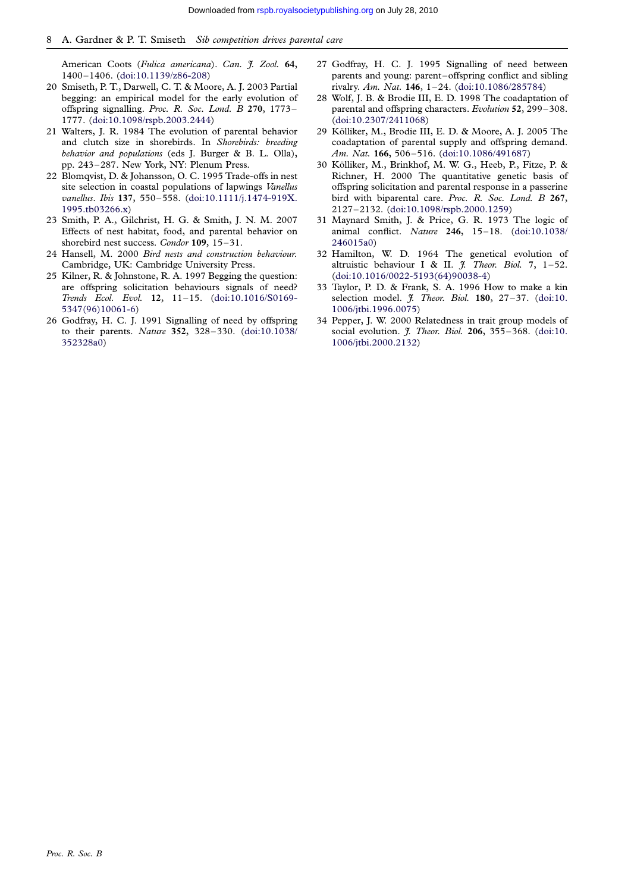American Coots (*Fulica americana*). *Can. J. Zool.* **64**, 1400–1406. (doi:10.1139/z86-208)

20 Smiseth, P. T., Darwell, C. T. & Moore, A. J. 2003 Partial begging: an empirical model for the early evolution of offspring signalling. *Proc. R. Soc. Lond. B* **270**, 1773–1777. (doi:10.1098/rspb.2003.2444)

21 Walters, J. R. 1984 The evolution of parental behavior and clutch size in shorebirds. In *Shorebirds: breeding behavior and populations* (eds J. Burger & B. L. Olla), pp. 243–287. New York, NY: Plenum Press.

22 Blomqvist, D. & Johansson, O. C. 1995 Trade-offs in nest site selection in coastal populations of lapwings *Vanellus vanellus*. *Ibis* **137**, 550–558. (doi:10.1111/j.1474-919X.1995.tb03266.x)

23 Smith, P. A., Gilchrist, H. G. & Smith, J. N. M. 2007 Effects of nest habitat, food, and parental behavior on shorebird nest success. *Condor* **109**, 15–31.

24 Hansell, M. 2000 *Bird nests and construction behaviour*. Cambridge, UK: Cambridge University Press.

25 Kilner, R. & Johnstone, R. A. 1997 Begging the question: are offspring solicitation behaviours signals of need? *Trends Ecol. Evol.* **12**, 11–15. (doi:10.1016/S0169-5347(96)10061-6)

26 Godfray, H. C. J. 1991 Signalling of need by offspring to their parents. *Nature* **352**, 328–330. (doi:10.1038/352328a0)

27 Godfray, H. C. J. 1995 Signalling of need between parents and young: parent–offspring conflict and sibling rivalry. *Am. Nat.* **146**, 1–24. (doi:10.1086/285784)

28 Wolf, J. B. & Brodie III, E. D. 1998 The coadaptation of parental and offspring characters. *Evolution* **52**, 299–308. (doi:10.2307/2411068)

29 Kölliker, M., Brodie III, E. D. & Moore, A. J. 2005 The coadaptation of parental supply and offspring demand. *Am. Nat.* **166**, 506–516. (doi:10.1086/491687)

30 Kölliker, M., Brinkhof, M. W. G., Heeb, P., Fitze, P. & Richner, H. 2000 The quantitative genetic basis of offspring solicitation and parental response in a passerine bird with biparental care. *Proc. R. Soc. Lond. B* **267**, 2127–2132. (doi:10.1098/rspb.2000.1259)

31 Maynard Smith, J. & Price, G. R. 1973 The logic of animal conflict. *Nature* **246**, 15–18. (doi:10.1038/246015a0)

32 Hamilton, W. D. 1964 The genetical evolution of altruistic behaviour I & II. *J. Theor. Biol.* **7**, 1–52. (doi:10.1016/0022-5193(64)90038-4)

33 Taylor, P. D. & Frank, S. A. 1996 How to make a kin selection model. *J. Theor. Biol.* **180**, 27–37. (doi:10.1006/jtbi.1996.0075)

34 Pepper, J. W. 2000 Relatedness in trait group models of social evolution. *J. Theor. Biol.* **206**, 355–368. (doi:10.1006/jtbi.2000.2132)